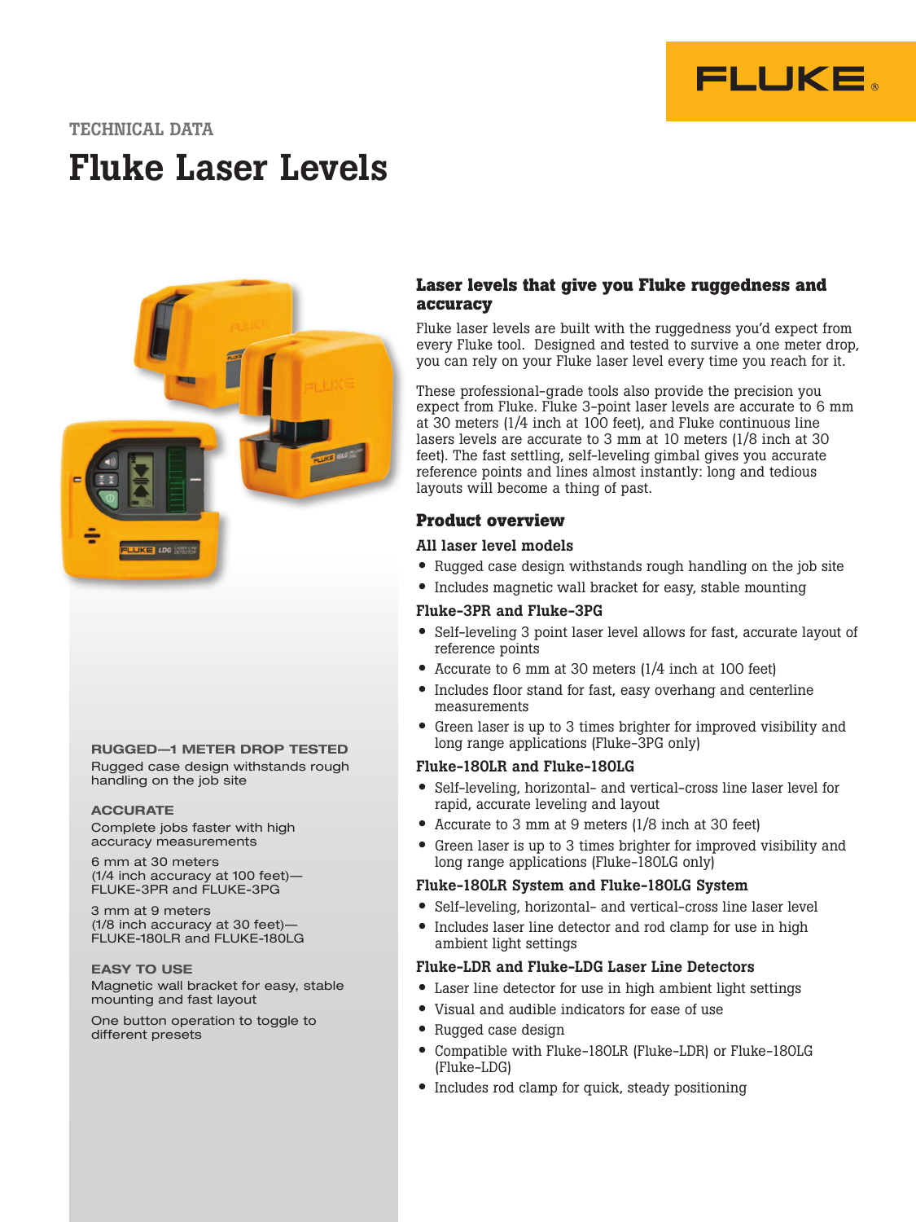TECHNICAL DATA

# Fluke Laser Levels

### Laser levels that give you Fluke ruggedness and accuracy

Fluke laser levels are built with the ruggedness you'd expect from every Fluke tool. Designed and tested to survive a one meter drop, you can rely on your Fluke laser level every time you reach for it.

These professional-grade tools also provide the precision you expect from Fluke. Fluke 3-point laser levels are accurate to 6 mm at 30 meters (1/4 inch at 100 feet), and Fluke continuous line lasers levels are accurate to 3 mm at 10 meters (1/8 inch at 30 feet). The fast settling, self-leveling gimbal gives you accurate reference points and lines almost instantly: long and tedious layouts will become a thing of past.

### Product overview

#### All laser level models

- Rugged case design withstands rough handling on the job site
- Includes magnetic wall bracket for easy, stable mounting

#### Fluke-3PR and Fluke-3PG

- Self-leveling 3 point laser level allows for fast, accurate layout of reference points
- Accurate to 6 mm at 30 meters (1/4 inch at 100 feet)
- Includes floor stand for fast, easy overhang and centerline measurements
- Green laser is up to 3 times brighter for improved visibility and long range applications (Fluke-3PG only)

#### Fluke-180LR and Fluke-180LG

- Self-leveling, horizontal- and vertical-cross line laser level for rapid, accurate leveling and layout
- Accurate to 3 mm at 9 meters (1/8 inch at 30 feet)
- Green laser is up to 3 times brighter for improved visibility and long range applications (Fluke-180LG only)

#### Fluke-180LR System and Fluke-180LG System

- Self-leveling, horizontal- and vertical-cross line laser level
- Includes laser line detector and rod clamp for use in high ambient light settings

#### Fluke-LDR and Fluke-LDG Laser Line Detectors

- Laser line detector for use in high ambient light settings
- Visual and audible indicators for ease of use
- Rugged case design
- Compatible with Fluke-180LR (Fluke-LDR) or Fluke-180LG (Fluke-LDG)
- Includes rod clamp for quick, steady positioning

**RUGGED—1 METER DROP TESTED**

Rugged case design withstands rough handling on the job site

**ACCURATE**

Complete jobs faster with high accuracy measurements

6 mm at 30 meters (1/4 inch accuracy at 100 feet)—FLUKE-3PR and FLUKE-3PG

3 mm at 9 meters (1/8 inch accuracy at 30 feet)—FLUKE-180LR and FLUKE-180LG

**EASY TO USE**

Magnetic wall bracket for easy, stable mounting and fast layout

One button operation to toggle to different presets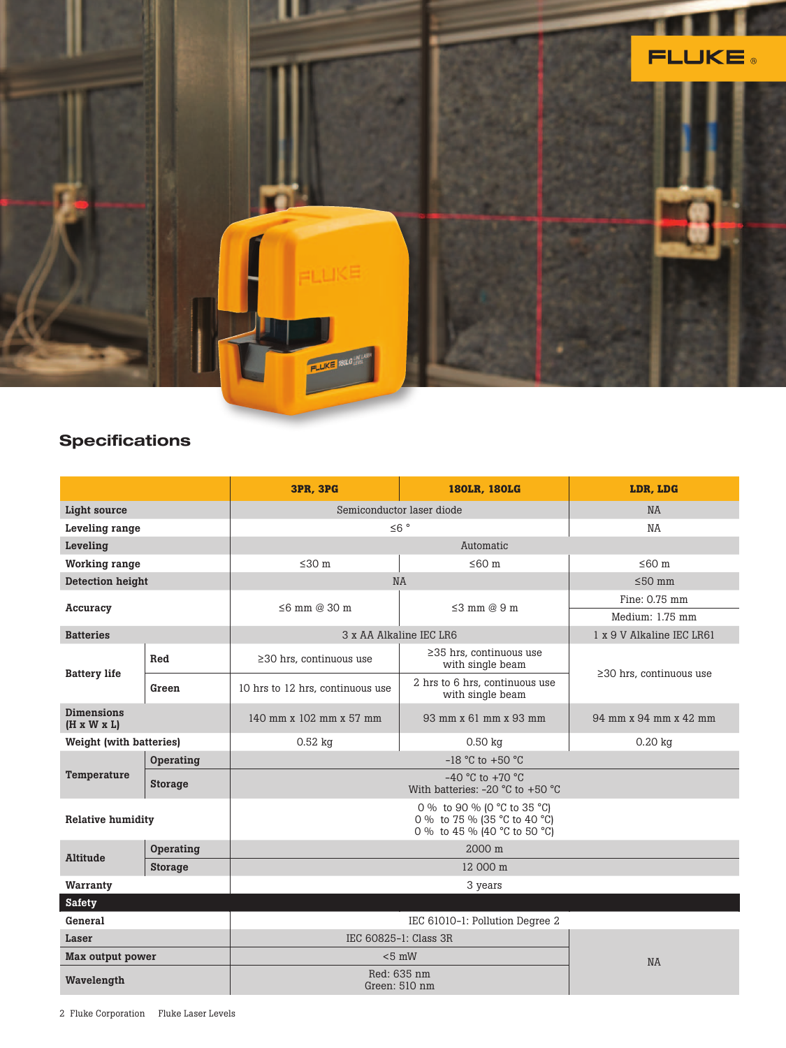## Specifications

| | | 3PR, 3PG | 180LR, 180LG | LDR, LDG |
|---|---|---|---|---|
| **Light source** | | Semiconductor laser diode | | NA |
| **Leveling range** | | ≤6 ° | | NA |
| **Leveling** | | Automatic | | |
| **Working range** | | ≤30 m | ≤60 m | ≤60 m |
| **Detection height** | | NA | | ≤50 mm |
| **Accuracy** | | ≤6 mm @ 30 m | ≤3 mm @ 9 m | Fine: 0.75 mm<br>Medium: 1.75 mm |
| **Batteries** | | 3 x AA Alkaline IEC LR6 | | 1 x 9 V Alkaline IEC LR61 |
| **Battery life** | **Red** | ≥30 hrs, continuous use | ≥35 hrs, continuous use with single beam | ≥30 hrs, continuous use |
| | **Green** | 10 hrs to 12 hrs, continuous use | 2 hrs to 6 hrs, continuous use with single beam | |
| **Dimensions (H x W x L)** | | 140 mm x 102 mm x 57 mm | 93 mm x 61 mm x 93 mm | 94 mm x 94 mm x 42 mm |
| **Weight (with batteries)** | | 0.52 kg | 0.50 kg | 0.20 kg |
| **Temperature** | **Operating** | -18 °C to +50 °C | | |
| | **Storage** | -40 °C to +70 °C<br>With batteries: -20 °C to +50 °C | | |
| **Relative humidity** | | 0 % to 90 % (0 °C to 35 °C)<br>0 % to 75 % (35 °C to 40 °C)<br>0 % to 45 % (40 °C to 50 °C) | | |
| **Altitude** | **Operating** | 2000 m | | |
| | **Storage** | 12 000 m | | |
| **Warranty** | | 3 years | | |
| **Safety** | | | | |
| **General** | | IEC 61010-1: Pollution Degree 2 | | |
| **Laser** | | IEC 60825-1: Class 3R | | NA |
| **Max output power** | | <5 mW | | |
| **Wavelength** | | Red: 635 nm<br>Green: 510 nm | | |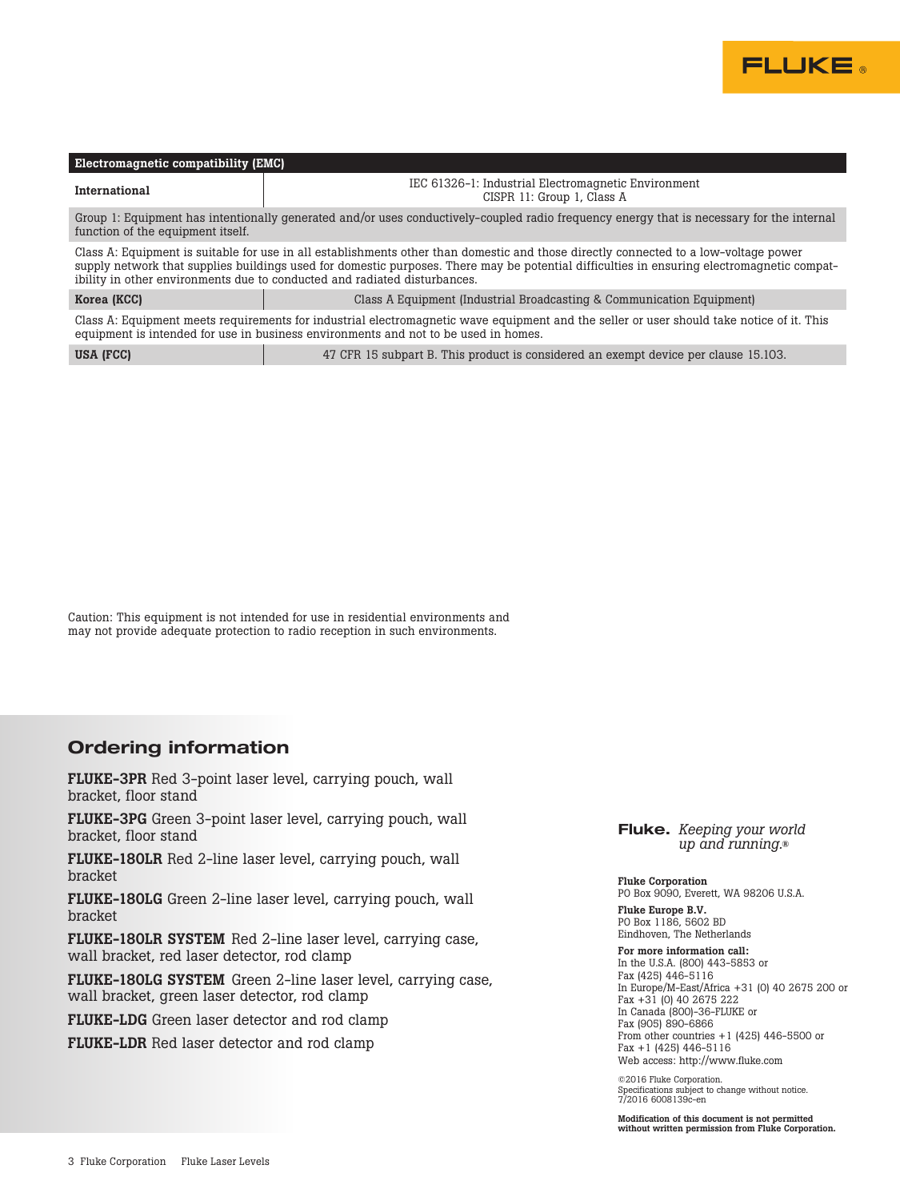| Electromagnetic compatibility (EMC) | |
|---|---|
| International | IEC 61326-1: Industrial Electromagnetic Environment<br>CISPR 11: Group 1, Class A |
| Group 1: Equipment has intentionally generated and/or uses conductively-coupled radio frequency energy that is necessary for the internal function of the equipment itself. | |
| Class A: Equipment is suitable for use in all establishments other than domestic and those directly connected to a low-voltage power supply network that supplies buildings used for domestic purposes. There may be potential difficulties in ensuring electromagnetic compatibility in other environments due to conducted and radiated disturbances. | |
| Korea (KCC) | Class A Equipment (Industrial Broadcasting & Communication Equipment) |
| Class A: Equipment meets requirements for industrial electromagnetic wave equipment and the seller or user should take notice of it. This equipment is intended for use in business environments and not to be used in homes. | |
| USA (FCC) | 47 CFR 15 subpart B. This product is considered an exempt device per clause 15.103. |

Caution: This equipment is not intended for use in residential environments and may not provide adequate protection to radio reception in such environments.

## Ordering information

**FLUKE-3PR** Red 3-point laser level, carrying pouch, wall bracket, floor stand

**FLUKE-3PG** Green 3-point laser level, carrying pouch, wall bracket, floor stand

**FLUKE-180LR** Red 2-line laser level, carrying pouch, wall bracket

**FLUKE-180LG** Green 2-line laser level, carrying pouch, wall bracket

**FLUKE-180LR SYSTEM** Red 2-line laser level, carrying case, wall bracket, red laser detector, rod clamp

**FLUKE-180LG SYSTEM** Green 2-line laser level, carrying case, wall bracket, green laser detector, rod clamp

**FLUKE-LDG** Green laser detector and rod clamp

**FLUKE-LDR** Red laser detector and rod clamp

**Fluke.** *Keeping your world up and running.®*

**Fluke Corporation**
PO Box 9090, Everett, WA 98206 U.S.A.

**Fluke Europe B.V.**
PO Box 1186, 5602 BD
Eindhoven, The Netherlands

**For more information call:**
In the U.S.A. (800) 443-5853 or
Fax (425) 446-5116
In Europe/M-East/Africa +31 (0) 40 2675 200 or
Fax +31 (0) 40 2675 222
In Canada (800)-36-FLUKE or
Fax (905) 890-6866
From other countries +1 (425) 446-5500 or
Fax +1 (425) 446-5116
Web access: http://www.fluke.com

©2016 Fluke Corporation.
Specifications subject to change without notice.
7/2016 6008139c-en

**Modification of this document is not permitted without written permission from Fluke Corporation.**